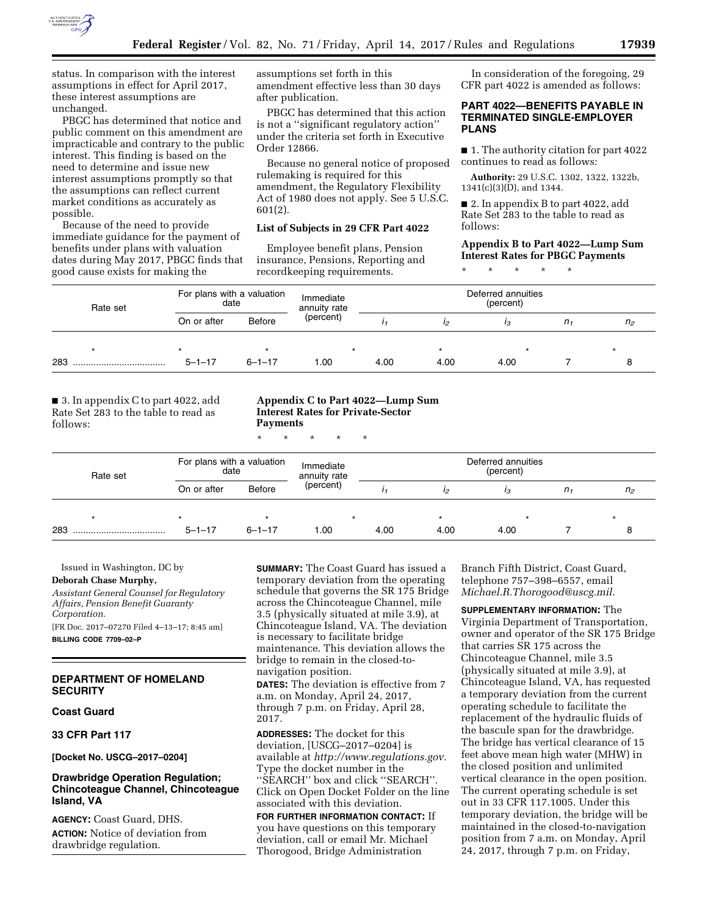status. In comparison with the interest assumptions in effect for April 2017, these interest assumptions are unchanged.

PBGC has determined that notice and public comment on this amendment are impracticable and contrary to the public interest. This finding is based on the need to determine and issue new interest assumptions promptly so that the assumptions can reflect current market conditions as accurately as possible.

Because of the need to provide immediate guidance for the payment of benefits under plans with valuation dates during May 2017, PBGC finds that good cause exists for making the assumptions set forth in this amendment effective less than 30 days after publication.

PBGC has determined that this action is not a ''significant regulatory action'' under the criteria set forth in Executive Order 12866.

Because no general notice of proposed rulemaking is required for this amendment, the Regulatory Flexibility Act of 1980 does not apply. See 5 U.S.C. 601(2).

### List of Subjects in 29 CFR Part 4022

Employee benefit plans, Pension insurance, Pensions, Reporting and recordkeeping requirements.

In consideration of the foregoing, 29 CFR part 4022 is amended as follows:

## PART 4022—BENEFITS PAYABLE IN TERMINATED SINGLE-EMPLOYER PLANS

■ 1. The authority citation for part 4022 continues to read as follows:

**Authority:** 29 U.S.C. 1302, 1322, 1322b, 1341(c)(3)(D), and 1344.

■ 2. In appendix B to part 4022, add Rate Set 283 to the table to read as follows:

### Appendix B to Part 4022—Lump Sum Interest Rates for PBGC Payments

\* \* \* \* \*

| Rate set | For plans with a valuation date | | Immediate annuity rate (percent) | Deferred annuities (percent) | | | | |
|---|---|---|---|---|---|---|---|---|
| | On or after | Before | | $i_1$ | $i_2$ | $i_3$ | $n_1$ | $n_2$ |
| * | * | * | * | | * | * | | * |
| 283 | 5–1–17 | 6–1–17 | 1.00 | 4.00 | 4.00 | 4.00 | 7 | 8 |

■ 3. In appendix C to part 4022, add Rate Set 283 to the table to read as follows:

### Appendix C to Part 4022—Lump Sum Interest Rates for Private-Sector Payments

\* \* \* \* \*

| Rate set | For plans with a valuation date | | Immediate annuity rate (percent) | Deferred annuities (percent) | | | | |
|---|---|---|---|---|---|---|---|---|
| | On or after | Before | | $i_1$ | $i_2$ | $i_3$ | $n_1$ | $n_2$ |
| * | * | * | * | | * | * | | * |
| 283 | 5–1–17 | 6–1–17 | 1.00 | 4.00 | 4.00 | 4.00 | 7 | 8 |

Issued in Washington, DC by

**Deborah Chase Murphy,**

*Assistant General Counsel for Regulatory Affairs, Pension Benefit Guaranty Corporation.*

[FR Doc. 2017–07270 Filed 4–13–17; 8:45 am]

**BILLING CODE 7709–02–P**

---

## DEPARTMENT OF HOMELAND SECURITY

### Coast Guard

### 33 CFR Part 117

**[Docket No. USCG–2017–0204]**

### Drawbridge Operation Regulation; Chincoteague Channel, Chincoteague Island, VA

**AGENCY:** Coast Guard, DHS.

**ACTION:** Notice of deviation from drawbridge regulation.

**SUMMARY:** The Coast Guard has issued a temporary deviation from the operating schedule that governs the SR 175 Bridge across the Chincoteague Channel, mile 3.5 (physically situated at mile 3.9), at Chincoteague Island, VA. The deviation is necessary to facilitate bridge maintenance. This deviation allows the bridge to remain in the closed-to-navigation position.

**DATES:** The deviation is effective from 7 a.m. on Monday, April 24, 2017, through 7 p.m. on Friday, April 28, 2017.

**ADDRESSES:** The docket for this deviation, [USCG–2017–0204] is available at *http://www.regulations.gov.* Type the docket number in the ''SEARCH'' box and click ''SEARCH''. Click on Open Docket Folder on the line associated with this deviation.

**FOR FURTHER INFORMATION CONTACT:** If you have questions on this temporary deviation, call or email Mr. Michael Thorogood, Bridge Administration Branch Fifth District, Coast Guard, telephone 757–398–6557, email *Michael.R.Thorogood@uscg.mil.*

**SUPPLEMENTARY INFORMATION:** The Virginia Department of Transportation, owner and operator of the SR 175 Bridge that carries SR 175 across the Chincoteague Channel, mile 3.5 (physically situated at mile 3.9), at Chincoteague Island, VA, has requested a temporary deviation from the current operating schedule to facilitate the replacement of the hydraulic fluids of the bascule span for the drawbridge. The bridge has vertical clearance of 15 feet above mean high water (MHW) in the closed position and unlimited vertical clearance in the open position. The current operating schedule is set out in 33 CFR 117.1005. Under this temporary deviation, the bridge will be maintained in the closed-to-navigation position from 7 a.m. on Monday, April 24, 2017, through 7 p.m. on Friday,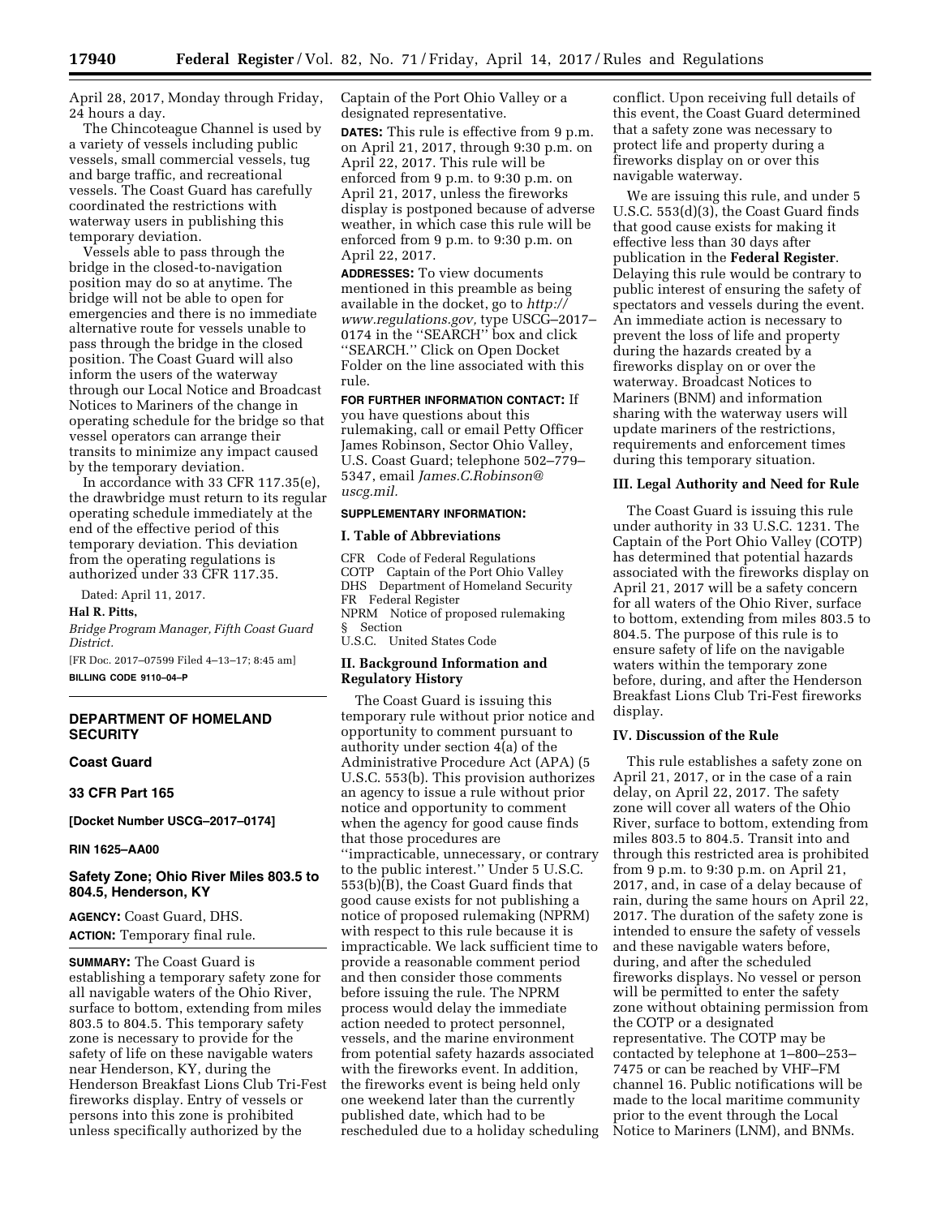April 28, 2017, Monday through Friday, 24 hours a day.

The Chincoteague Channel is used by a variety of vessels including public vessels, small commercial vessels, tug and barge traffic, and recreational vessels. The Coast Guard has carefully coordinated the restrictions with waterway users in publishing this temporary deviation.

Vessels able to pass through the bridge in the closed-to-navigation position may do so at anytime. The bridge will not be able to open for emergencies and there is no immediate alternative route for vessels unable to pass through the bridge in the closed position. The Coast Guard will also inform the users of the waterway through our Local Notice and Broadcast Notices to Mariners of the change in operating schedule for the bridge so that vessel operators can arrange their transits to minimize any impact caused by the temporary deviation.

In accordance with 33 CFR 117.35(e), the drawbridge must return to its regular operating schedule immediately at the end of the effective period of this temporary deviation. This deviation from the operating regulations is authorized under 33 CFR 117.35.

Dated: April 11, 2017.

**Hal R. Pitts,**

*Bridge Program Manager, Fifth Coast Guard District.*

[FR Doc. 2017–07599 Filed 4–13–17; 8:45 am]

**BILLING CODE 9110–04–P**

---

## DEPARTMENT OF HOMELAND SECURITY

### Coast Guard

### 33 CFR Part 165

**[Docket Number USCG–2017–0174]**

**RIN 1625–AA00**

### Safety Zone; Ohio River Miles 803.5 to 804.5, Henderson, KY

**AGENCY:** Coast Guard, DHS.

**ACTION:** Temporary final rule.

**SUMMARY:** The Coast Guard is establishing a temporary safety zone for all navigable waters of the Ohio River, surface to bottom, extending from miles 803.5 to 804.5. This temporary safety zone is necessary to provide for the safety of life on these navigable waters near Henderson, KY, during the Henderson Breakfast Lions Club Tri-Fest fireworks display. Entry of vessels or persons into this zone is prohibited unless specifically authorized by the Captain of the Port Ohio Valley or a designated representative.

**DATES:** This rule is effective from 9 p.m. on April 21, 2017, through 9:30 p.m. on April 22, 2017. This rule will be enforced from 9 p.m. to 9:30 p.m. on April 21, 2017, unless the fireworks display is postponed because of adverse weather, in which case this rule will be enforced from 9 p.m. to 9:30 p.m. on April 22, 2017.

**ADDRESSES:** To view documents mentioned in this preamble as being available in the docket, go to *http://www.regulations.gov,* type USCG–2017–0174 in the ''SEARCH'' box and click ''SEARCH.'' Click on Open Docket Folder on the line associated with this rule.

**FOR FURTHER INFORMATION CONTACT:** If you have questions about this rulemaking, call or email Petty Officer James Robinson, Sector Ohio Valley, U.S. Coast Guard; telephone 502–779–5347, email *James.C.Robinson@uscg.mil.*

**SUPPLEMENTARY INFORMATION:**

### I. Table of Abbreviations

CFR Code of Federal Regulations
COTP Captain of the Port Ohio Valley
DHS Department of Homeland Security
FR Federal Register
NPRM Notice of proposed rulemaking
§ Section
U.S.C. United States Code

### II. Background Information and Regulatory History

The Coast Guard is issuing this temporary rule without prior notice and opportunity to comment pursuant to authority under section 4(a) of the Administrative Procedure Act (APA) (5 U.S.C. 553(b). This provision authorizes an agency to issue a rule without prior notice and opportunity to comment when the agency for good cause finds that those procedures are ''impracticable, unnecessary, or contrary to the public interest.'' Under 5 U.S.C. 553(b)(B), the Coast Guard finds that good cause exists for not publishing a notice of proposed rulemaking (NPRM) with respect to this rule because it is impracticable. We lack sufficient time to provide a reasonable comment period and then consider those comments before issuing the rule. The NPRM process would delay the immediate action needed to protect personnel, vessels, and the marine environment from potential safety hazards associated with the fireworks event. In addition, the fireworks event is being held only one weekend later than the currently published date, which had to be rescheduled due to a holiday scheduling conflict. Upon receiving full details of this event, the Coast Guard determined that a safety zone was necessary to protect life and property during a fireworks display on or over this navigable waterway.

We are issuing this rule, and under 5 U.S.C. 553(d)(3), the Coast Guard finds that good cause exists for making it effective less than 30 days after publication in the **Federal Register**. Delaying this rule would be contrary to public interest of ensuring the safety of spectators and vessels during the event. An immediate action is necessary to prevent the loss of life and property during the hazards created by a fireworks display on or over the waterway. Broadcast Notices to Mariners (BNM) and information sharing with the waterway users will update mariners of the restrictions, requirements and enforcement times during this temporary situation.

### III. Legal Authority and Need for Rule

The Coast Guard is issuing this rule under authority in 33 U.S.C. 1231. The Captain of the Port Ohio Valley (COTP) has determined that potential hazards associated with the fireworks display on April 21, 2017 will be a safety concern for all waters of the Ohio River, surface to bottom, extending from miles 803.5 to 804.5. The purpose of this rule is to ensure safety of life on the navigable waters within the temporary zone before, during, and after the Henderson Breakfast Lions Club Tri-Fest fireworks display.

### IV. Discussion of the Rule

This rule establishes a safety zone on April 21, 2017, or in the case of a rain delay, on April 22, 2017. The safety zone will cover all waters of the Ohio River, surface to bottom, extending from miles 803.5 to 804.5. Transit into and through this restricted area is prohibited from 9 p.m. to 9:30 p.m. on April 21, 2017, and, in case of a delay because of rain, during the same hours on April 22, 2017. The duration of the safety zone is intended to ensure the safety of vessels and these navigable waters before, during, and after the scheduled fireworks displays. No vessel or person will be permitted to enter the safety zone without obtaining permission from the COTP or a designated representative. The COTP may be contacted by telephone at 1–800–253–7475 or can be reached by VHF–FM channel 16. Public notifications will be made to the local maritime community prior to the event through the Local Notice to Mariners (LNM), and BNMs.